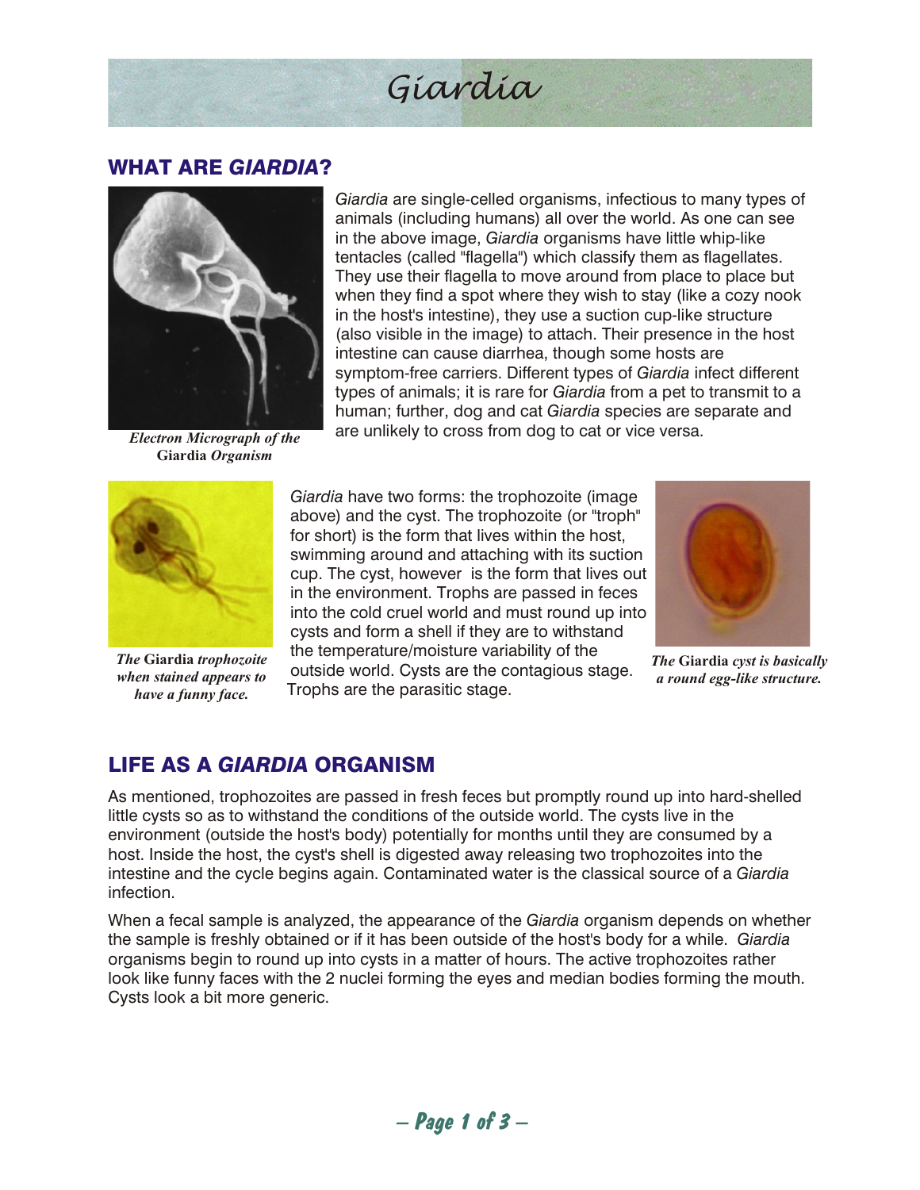# Giardia

## WHAT ARE *GIARDIA*?

*Electron Micrograph of the* **Giardia** *Organism*

*Giardia* are single-celled organisms, infectious to many types of animals (including humans) all over the world. As one can see in the above image, *Giardia* organisms have little whip-like tentacles (called "flagella") which classify them as flagellates. They use their flagella to move around from place to place but when they find a spot where they wish to stay (like a cozy nook in the host's intestine), they use a suction cup-like structure (also visible in the image) to attach. Their presence in the host intestine can cause diarrhea, though some hosts are symptom-free carriers. Different types of *Giardia* infect different types of animals; it is rare for *Giardia* from a pet to transmit to a human; further, dog and cat *Giardia* species are separate and are unlikely to cross from dog to cat or vice versa.

*The* **Giardia** *trophozoite when stained appears to have a funny face.*

*Giardia* have two forms: the trophozoite (image above) and the cyst. The trophozoite (or "troph" for short) is the form that lives within the host, swimming around and attaching with its suction cup. The cyst, however is the form that lives out in the environment. Trophs are passed in feces into the cold cruel world and must round up into cysts and form a shell if they are to withstand the temperature/moisture variability of the outside world. Cysts are the contagious stage. Trophs are the parasitic stage.

*The* **Giardia** *cyst is basically a round egg-like structure.*

## LIFE AS A *GIARDIA* ORGANISM

As mentioned, trophozoites are passed in fresh feces but promptly round up into hard-shelled little cysts so as to withstand the conditions of the outside world. The cysts live in the environment (outside the host's body) potentially for months until they are consumed by a host. Inside the host, the cyst's shell is digested away releasing two trophozoites into the intestine and the cycle begins again. Contaminated water is the classical source of a *Giardia* infection.

When a fecal sample is analyzed, the appearance of the *Giardia* organism depends on whether the sample is freshly obtained or if it has been outside of the host's body for a while. *Giardia* organisms begin to round up into cysts in a matter of hours. The active trophozoites rather look like funny faces with the 2 nuclei forming the eyes and median bodies forming the mouth. Cysts look a bit more generic.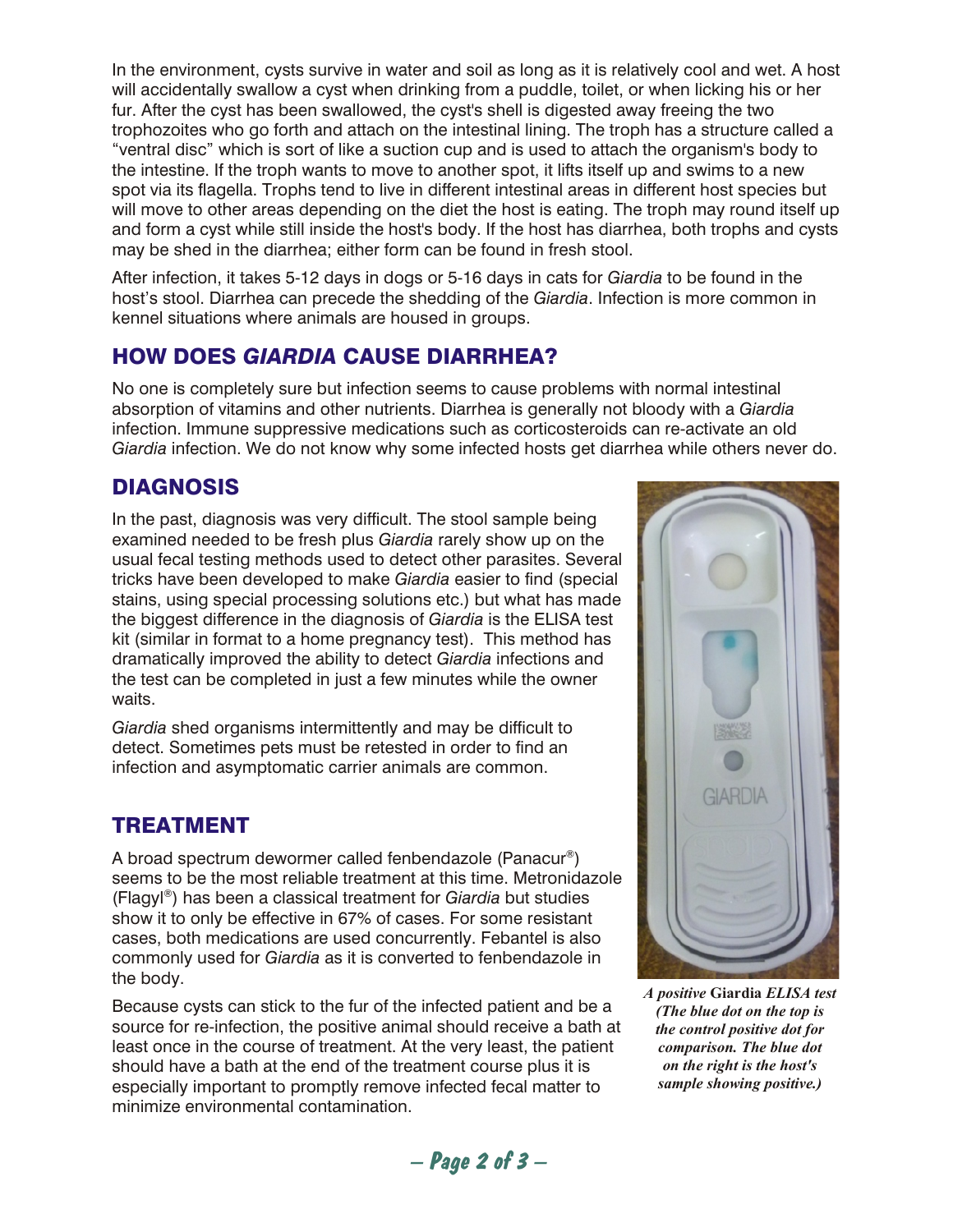In the environment, cysts survive in water and soil as long as it is relatively cool and wet. A host will accidentally swallow a cyst when drinking from a puddle, toilet, or when licking his or her fur. After the cyst has been swallowed, the cyst's shell is digested away freeing the two trophozoites who go forth and attach on the intestinal lining. The troph has a structure called a "ventral disc" which is sort of like a suction cup and is used to attach the organism's body to the intestine. If the troph wants to move to another spot, it lifts itself up and swims to a new spot via its flagella. Trophs tend to live in different intestinal areas in different host species but will move to other areas depending on the diet the host is eating. The troph may round itself up and form a cyst while still inside the host's body. If the host has diarrhea, both trophs and cysts may be shed in the diarrhea; either form can be found in fresh stool.

After infection, it takes 5-12 days in dogs or 5-16 days in cats for *Giardia* to be found in the host's stool. Diarrhea can precede the shedding of the *Giardia*. Infection is more common in kennel situations where animals are housed in groups.

## HOW DOES *GIARDIA* CAUSE DIARRHEA?

No one is completely sure but infection seems to cause problems with normal intestinal absorption of vitamins and other nutrients. Diarrhea is generally not bloody with a *Giardia* infection. Immune suppressive medications such as corticosteroids can re-activate an old *Giardia* infection. We do not know why some infected hosts get diarrhea while others never do.

## DIAGNOSIS

In the past, diagnosis was very difficult. The stool sample being examined needed to be fresh plus *Giardia* rarely show up on the usual fecal testing methods used to detect other parasites. Several tricks have been developed to make *Giardia* easier to find (special stains, using special processing solutions etc.) but what has made the biggest difference in the diagnosis of *Giardia* is the ELISA test kit (similar in format to a home pregnancy test). This method has dramatically improved the ability to detect *Giardia* infections and the test can be completed in just a few minutes while the owner waits.

*Giardia* shed organisms intermittently and may be difficult to detect. Sometimes pets must be retested in order to find an infection and asymptomatic carrier animals are common.

*A positive* **Giardia** *ELISA test (The blue dot on the top is the control positive dot for comparison. The blue dot on the right is the host's sample showing positive.)*

## TREATMENT

A broad spectrum dewormer called fenbendazole (Panacur®) seems to be the most reliable treatment at this time. Metronidazole (Flagyl®) has been a classical treatment for *Giardia* but studies show it to only be effective in 67% of cases. For some resistant cases, both medications are used concurrently. Febantel is also commonly used for *Giardia* as it is converted to fenbendazole in the body.

Because cysts can stick to the fur of the infected patient and be a source for re-infection, the positive animal should receive a bath at least once in the course of treatment. At the very least, the patient should have a bath at the end of the treatment course plus it is especially important to promptly remove infected fecal matter to minimize environmental contamination.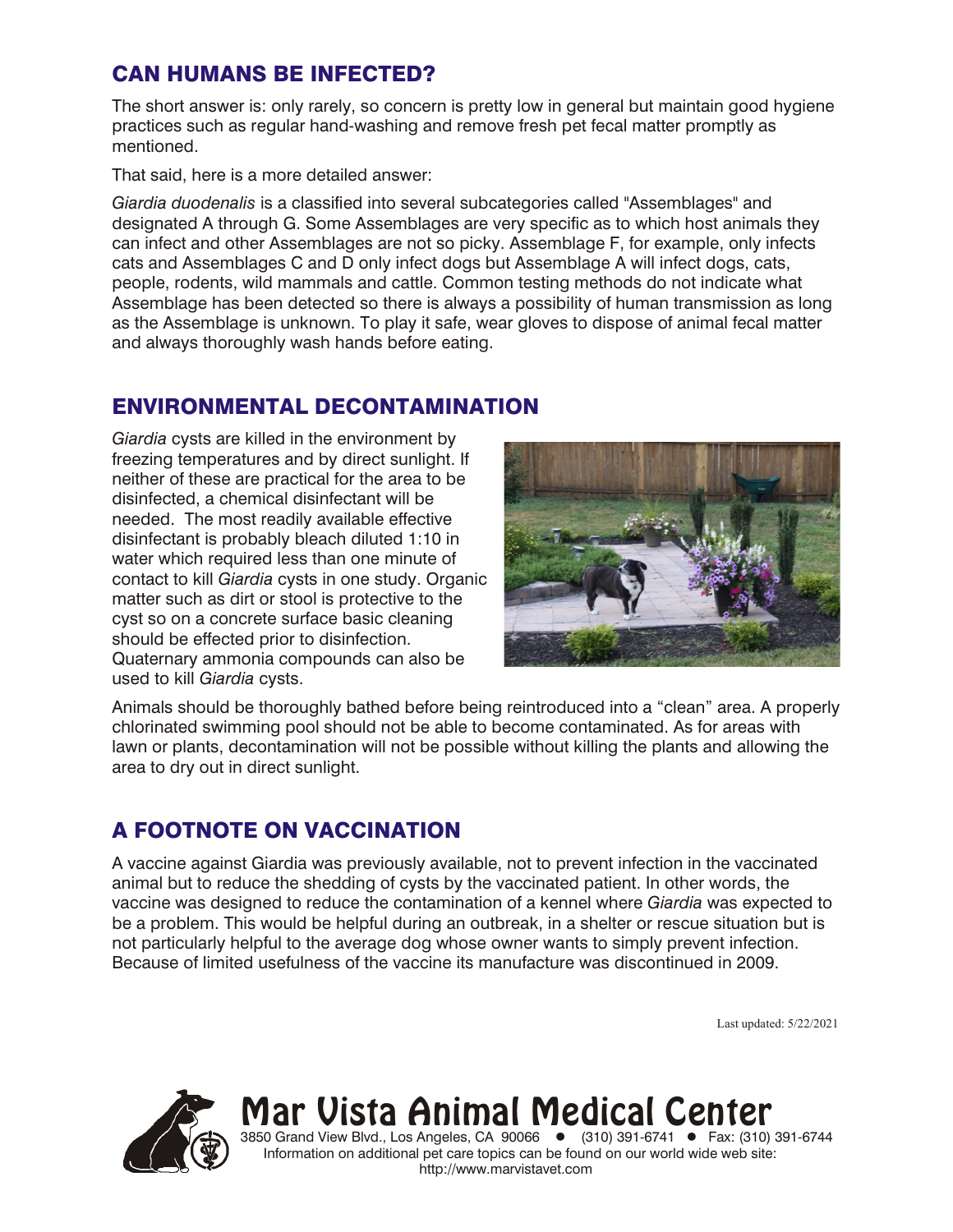## CAN HUMANS BE INFECTED?

The short answer is: only rarely, so concern is pretty low in general but maintain good hygiene practices such as regular hand-washing and remove fresh pet fecal matter promptly as mentioned.

That said, here is a more detailed answer:

*Giardia duodenalis* is a classified into several subcategories called "Assemblages" and designated A through G. Some Assemblages are very specific as to which host animals they can infect and other Assemblages are not so picky. Assemblage F, for example, only infects cats and Assemblages C and D only infect dogs but Assemblage A will infect dogs, cats, people, rodents, wild mammals and cattle. Common testing methods do not indicate what Assemblage has been detected so there is always a possibility of human transmission as long as the Assemblage is unknown. To play it safe, wear gloves to dispose of animal fecal matter and always thoroughly wash hands before eating.

## ENVIRONMENTAL DECONTAMINATION

*Giardia* cysts are killed in the environment by freezing temperatures and by direct sunlight. If neither of these are practical for the area to be disinfected, a chemical disinfectant will be needed. The most readily available effective disinfectant is probably bleach diluted 1:10 in water which required less than one minute of contact to kill *Giardia* cysts in one study. Organic matter such as dirt or stool is protective to the cyst so on a concrete surface basic cleaning should be effected prior to disinfection. Quaternary ammonia compounds can also be used to kill *Giardia* cysts.

Animals should be thoroughly bathed before being reintroduced into a "clean" area. A properly chlorinated swimming pool should not be able to become contaminated. As for areas with lawn or plants, decontamination will not be possible without killing the plants and allowing the area to dry out in direct sunlight.

## A FOOTNOTE ON VACCINATION

A vaccine against Giardia was previously available, not to prevent infection in the vaccinated animal but to reduce the shedding of cysts by the vaccinated patient. In other words, the vaccine was designed to reduce the contamination of a kennel where *Giardia* was expected to be a problem. This would be helpful during an outbreak, in a shelter or rescue situation but is not particularly helpful to the average dog whose owner wants to simply prevent infection. Because of limited usefulness of the vaccine its manufacture was discontinued in 2009.

Last updated: 5/22/2021

**Mar Vista Animal Medical Center**
3850 Grand View Blvd., Los Angeles, CA 90066 ● (310) 391-6741 ● Fax: (310) 391-6744
Information on additional pet care topics can be found on our world wide web site:
http://www.marvistavet.com